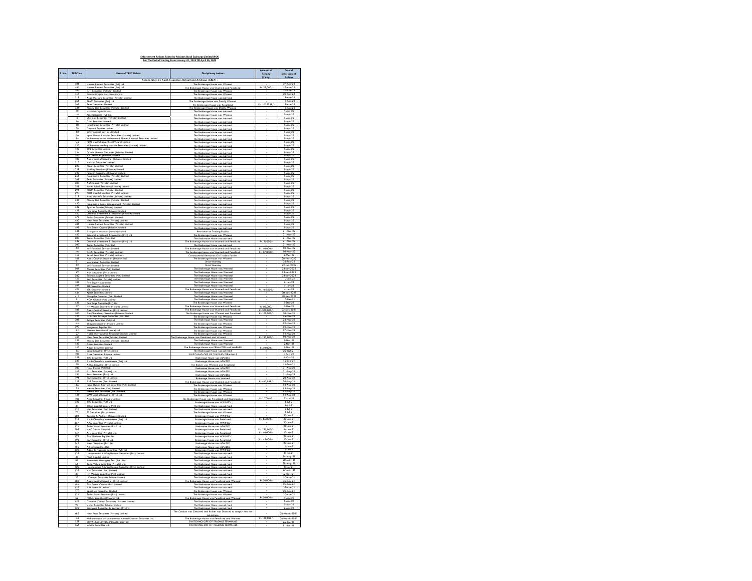**Enforcement Actions Taken by Pakistan Stock Exchange Limited (PSX)**
**For The Period Starting From January 01, 2019 Till April 30, 2022**

| S. No. | TREC No. | Name of TREC Holder | Disciplinary Actions | Amount of Penalty (if any) | Date of Enforcement Actions |
|---|---|---|---|---|---|
| | | **Actions taken by Audit, Inspection, Default and Arbitrage (AIDA)** | | | |
| | 485 | Hamza Farhad Securities (Pvt) Ltd. | The Brokerage House was Warned | - | 27-Apr-22 |
| | 485 | Hamza Farhad Securities (Pvt) Ltd. | The Brokerage House was Warned and Penalized | Rs. 25,000/- | 27-Apr-22 |
| | 183 | R. T. Securities (Private) Limited | The Brokerage House was Warned | - | 27-Apr-22 |
| | 112 | Standard Capital Securities (Pvt)Ltd. | The Brokerage House was Warned | - | 20-Apr-22 |
| | 318 | Asad Mustafa Securities (Private) Limited | The Brokerage House was Advised | - | 19-Apr-22 |
| | 366 | Shaffi Securities (Pvt) Ltd. | The Brokerage House was Strictly Warned | - | 13-Apr-22 |
| | 169 | Pearl Securities Limited | the Brokerage House was Penalized | Rs. 103275/- | 13-Apr-22 |
| | 331 | Muney Line Securities (Private) Limited | The Brokerage House was Strictly Warned | - | 11-Apr-22 |
| | 48 | MRUWAT Capital Limited | The Brokerage House was Advised | - | 7-Apr-22 |
| | 331 | Ajax Securities (Pvt) Ltd. | The Brokerage House was Warned | - | 7-Apr-22 |
| | 8 | Sherman Securities (Private) Limited | The Brokerage House was Advised | - | 1-Apr-22 |
| | 16 | DJM Securities Limited | The Brokerage House was Advised | - | 1-Apr-22 |
| | 18 | Ismail Iqbal Securities (Private) Limited | The Brokerage House was Advised | - | 1-Apr-22 |
| | 38 | Dawood Equities Limited | The Brokerage House was Advised | - | 1-Apr-22 |
| | 62 | WE Financial Services Limited | The Brokerage House was Advised | - | 1-Apr-22 |
| | 66 | Iqbal Usman Kodvavi Securities (Private) Limited | The Brokerage House was Advised | - | 1-Apr-22 |
| | 84 | Muhammad Munir Muhammad Ahmed Khanani Securities Limited | The Brokerage House was Advised | - | 1-Apr-22 |
| | 94 | FDM Capital Securities (Private) Limited | The Brokerage House was Advised | - | 1-Apr-22 |
| | 122 | Muhammad Ashfaq Hussain Securities (Private) Limited | The Brokerage House was Advised | - | 1-Apr-22 |
| | 128 | BIPL Securities Limited | The Brokerage House was Advised | - | 1-Apr-22 |
| | 134 | Q. Ain Khanani Securities (Private) Limited | The Brokerage House was Advised | - | 1-Apr-22 |
| | 183 | R.T. Securities (Private) Limited | The Brokerage House was Advised | - | 1-Apr-22 |
| | 188 | Apex Capital Securities (Private) Limited | The Brokerage House was Advised | - | 1-Apr-22 |
| | 213 | Horizon Securities Limited | The Brokerage House was Advised | - | 1-Apr-22 |
| | 223 | Moon Securities (Private) Limited | The Brokerage House was Advised | - | 1-Apr-22 |
| | 228 | Al-Haq Securities (Private) Limited | The Brokerage House was Advised | - | 1-Apr-22 |
| | 229 | Fortune Securities (Private) Limited | The Brokerage House was Advised | - | 1-Apr-22 |
| | 256 | Progressive Securities (Private) Limited | The Brokerage House was Advised | - | 1-Apr-22 |
| | 268 | Sethi Securities (Private) Limited | The Brokerage House was Advised | - | 1-Apr-22 |
| | 284 | ASA Stocks (Private) Limited | The Brokerage House was Advised | - | 1-Apr-22 |
| | 288 | Javed Iqbal Securities (Private) Limited | The Brokerage House was Advised | - | 1-Apr-22 |
| | 296 | MGM Securities (Private) Limited | The Brokerage House was Advised | - | 1-Apr-22 |
| | 297 | WAJ Capital Equities (Private) Limited | The Brokerage House was Advised | - | 1-Apr-22 |
| | 318 | Asad Mustafa Securities (Private) Limited | The Brokerage House was Advised | - | 1-Apr-22 |
| | 331 | Muney Line Securities (Private) Limited | The Brokerage House was Advised | - | 1-Apr-22 |
| | 420 | Progressive Inves. Management (Private) Limited | The Brokerage House was Advised | - | 1-Apr-22 |
| | 432 | Spinzer Equities(Private) Limited | The Brokerage House was Advised | - | 1-Apr-22 |
| | 438 | Fair Edge Securities(Private) Limited | The Brokerage House was Advised | - | 1-Apr-22 |
| | 442 | General Investment & Securities (Private) Limited | The Brokerage House was Advised | - | 1-Apr-22 |
| | 478 | Pasha Securities (Private) Limited | The Brokerage House was Advised | - | 1-Apr-22 |
| | 482 | New Peak Securities (Private) Limited | The Brokerage House was Advised | - | 1-Apr-22 |
| | 485 | Hamza Farhad Securities (Private) Limited | The Brokerage House was Advised | - | 1-Apr-22 |
| | 491 | First Street Capital (Private) Limited | The Brokerage House was Advised | - | 1-Apr-22 |
| | 386 | Stronghold Securities (Private) Limited | Restriction on Trading Facility | - | 31-Mar-22 |
| | 442 | General Investment & Securities (Pvt.) Ltd | The Brokerage House was Warned | - | 21-Mar-22 |
| | 203 | Brains Securities (Pvt.) Ltd. | The Brokerage House was advised | - | 21-Mar-22 |
| | 442 | General Investment & Securities (Pvt.) Ltd | The Brokerage House was Warned and Penalized | Rs. 25000/- | 21-Mar-22 |
| | 203 | Brains Securities (Pvt.) Ltd. | The Brokerage House was Advised | - | 21-Mar-22 |
| | 62 | WE Financial Services Limited | The Brokerage House was Warned and Penalized | Rs. 40,000/- | 10-Mar-22 |
| | 98 | K.H.S. Securities (Private) Limited | The brokerage house was Warned and Penalized | Rs. 170000/- | 10-Mar-22 |
| | 258 | Royal Securities (Private) Limited - | Commensurate Restriction On Trading Facility | - | 2-Mar-22 |
| | 188 | Apex Capital Securities (Private) Ltd. | The Brokerage House was Warned | - | 28-Feb-2022 |
| | 91 | Intermarket Securities Limited | Strict Warning | - | 23-Feb-22 |
| | 62 | WE Financial Services Limited | Strict Warning | - | 22-Feb-2022 |
| | 501 | Aluam Securities (Pvt.) Limited | The Brokerage House was Warned | - | 28-Jan-2022 |
| | 29 | AKY Securities (Pvt.) Limited | The Brokerage House was Warned | - | 28-Jan-2022 |
| | 282 | Salman Majeed Securities (Pvt.) Limited | The Brokerage House was Warned | - | 28-Jan-2022 |
| | 159 | Rafi Securities (Private) Limited | The Brokerage House was Warned | - | 10-Jan-22 |
| | 181 | First Equity Modaraba | The Brokerage House was Warned | - | 6-Jan-22 |
| | 497 | JSK Securities Limited | The Brokerage House was Warned | - | 4-Jan-22 |
| | 497 | JSK Securities Limited | The Brokerage House was Warned and Penalized | Rs. 160,000/- | 4-Jan-22 |
| | 444 | Xpert Securities Limited | The Brokerage House was Warned | - | 20-dec-2021 |
| | 413 | Margalla Financial (Pvt.) Limited | The Brokerage House was Warned | - | 20-dec-2021 |
| | 11 | ACM Global (Pvt.) Limited | The Brokerage House was advised | - | 17-Dec-21 |
| | 438 | Fair Edge Securities(Pvt) Ltd | The Brokerage House was Warned | - | 8-Dec-21 |
| | 37 | HH Misbah Securities (Private) Limited | The Brokerage House was Warned and Penalized | Rs. 85,000/- | 7-Dec-21 |
| | 188 | Apex Capital Securities (Pvt.) Limited | The Brokerage House was Warned and Penalized | Rs.300,000/- | 03-Dec-2021 |
| | 300 | AM Chaudhary Securities (Private) Limited | The Brokerage House was Warned and Penalized | Rs.100,000/- | 30-Nov-21 |
| | 225 | Di-Antam Rasaspm Securities (Pvt) Ltd. | The Brokerage House was Warned | - | 25-Nov-21 |
| | 308 | Bridge Securities (Pvt) Ltd | The Brokerage House was Warned | - | 24-Nov-21 |
| | 45 | Bhayani Securities Private Limited | The Brokerage House was Warned | - | 19-Nov-21 |
| | 293 | Integrated Equities Ltd. | The Brokerage House was Warned | - | 19-Nov-21 |
| | 92 | Memon Securities (Private) Ltd | The Brokerage House was Warned | - | 17-Nov-21 |
| | 27 | Habib Metropolitan Financial Services Limited | The Brokerage House was Warned | - | 12-Nov-21 |
| | 482 | New Peak Securities(Private) Limited | The Brokerage House was Penalized and Warned | Rs.155,000/- | 10-Nov-21 |
| | 331 | Muney Line Securities (Private) Limited | The Brokerage House was Warned | - | 9-Nov-21 |
| | 139 | Asian Securities Limited | The Brokerage House was Warned | - | 2-Nov-21 |
| | 165 | Adam Securities Limited | The Brokerage House was PENALIZED and WARNED | Rs.40,000/- | 1-Nov-21 |
| | 15 | Surya Securities (Pvt.) Limited | The Brokerage House was advised | - | 25-Oct-21 |
| | 104 | Azee Securities Private Limited | SWITCHING-OFF OF TRADING TERMINALS | - | 7-Oct-21 |
| | 178 | 128 Securities (Pvt) Ltd | Brokerage House was ADVISED | - | 6-Oct-21 |
| | 239 | Ayub Chaudhry Investments (Pvt) Ltd. | Brokerage House was ADVISED | - | 15-Sep-21 |
| | 58 | N.S.M Securities (Pvt.) Limited | The Broker was Warned and Penalized | - | 14-Sep-21 |
| | 309 | HMC Stocks (Pvt) Ltd. | Brokerage House was ADVISED | - | 31-Aug-21 |
| | 167 | A. I. Securities (Private) Ltd. | Brokerage House was ADVISED | - | 31-Aug-21 |
| | 196 | RAH Securities (Pvt.) Ltd. | Brokerage House was ADVISED | - | 31-Aug-21 |
| | 196 | RAH Securities (Pvt.) Limited | Brokerage House was Warned | - | 20-Aug-21 |
| | 328 | 128 Securities (Pvt.) Limited | The Brokerage House was Warned and Penalized | Rs.463,838/- | 20-Aug-21 |
| | 66 | Iqbal Usman Kodvavi Securities (Pvt.) Limited | The Brokerage House was Warned | - | 13-Aug-21 |
| | 35 | Vector Securities (Pvt.) Limited | The Brokerage House was Warned | - | 13-Aug-21 |
| | 132 | Eleven Star Securities (Pvt.) Limited | The Brokerage House was Warned | - | 13-Aug-21 |
| | 131 | GMI Capital Securities (Pvt.) Ltd. | The Brokerage House was Warned | - | 13-Aug-21 |
| | 108 | Azee Securities Private Limited | The Brokerage House was Penalized and Reprimanded | Rs.1,700,451 | 20-Jul-21 |
| | 328 | 128 Securities (Pvt) Ltd | Brokerage House was WARNED | - | 8-Jul-21 |
| | 47 | Zillion Capital Securi. (Pvt.) Ltd. | The Brokerage House was advised | - | 8-Jul-21 |
| | 126 | Hini Securities (Pvt.) Limited | The Brokerage House was advised | - | 5-Jul-21 |
| | 72 | TS Securities (Pvt.) Limited | The Brokerage House was Warned | - | 2-Jul-21 |
| | 206 | Bankers & Partners (Private) Limited | Brokerage House was WARNED | - | 30-Jun-21 |
| | 239 | Ayub Chaudhry Investments (Pvt) Ltd. | Brokerage House was Penalized | Rs. 66,000/- | 30-Jun-21 |
| | 427 | AKA Securities (Private) Limited | Brokerage House was WARNED | - | 30-Jun-21 |
| | 121 | Sallm Sozer Securities (Pvt.) Ltd. | Brokerage House was ADVISED | - | 28-Jun-21 |
| | 309 | HMC Stocks (Pvt) Ltd. | Brokerage House was Penalized | Rs. 195,000/- | 24-Jun-21 |
| | 167 | A. I. Securities (Private) Ltd. | Brokerage House was Penalized | Rs. 80,000/- | 23-Jun-21 |
| | 175 | First National Equities Ltd. | Brokerage House was WARNED | - | 23-Jun-21 |
| | 196 | RAH Securities (Pvt.) Ltd. | Brokerage House was Penalized | Rs. 45,000/- | 23-Jun-21 |
| | 247 | Ameer Securities (Pvt) Ltd | Brokerage House was ADVISED | - | 23-Jun-21 |
| | 150 | Adeel Securities Ltd. | Brokerage House was ADVISED | - | 16-Jun-21 |
| | 223 | Adeel & Nadeem Securities (Pvt) Ltd | Brokerage House was WARNED | - | 16-Jun-21 |
| | 122 | Muhammad Ashfaq Hussain Securities (Pvt.) Limited | The Brokerage House was advised | - | 8-Jun-21 |
| | 48 | Next Capital Limited | The Brokerage House was advised | - | 26-May-21 |
| | 89 | Investment Managers Sec. (Pvt.) Ltd. | The Brokerage House was advised | - | 28-May-21 |
| | 65 | Topia Yahya Securities (Private) Ltd. | The Brokerage House was advised | - | 28-May-21 |
| | 122 | Muhammad Ashfaq Hussain Securities (Pvt.) Limited | The Brokerage House was advised | - | 8-Jun-21 |
| | 135 | Y.H. Securities (Pvt.) Limited | The Brokerage House was advised | - | 27-May-21 |
| | 37 | HH Misbah Securities (Pvt.) Limited | The Brokerage House was advised | - | 6-May-21 |
| | 23 | Khanani Securities Private Limited | The Brokerage House was advised | - | 20-Apr-21 |
| | 188 | Apex Capital Securities (Pvt.) Limited | The Brokerage House was Penalized and Warned | Rs.50,000/- | 20-Apr-21 |
| | 491 | First Street Capital (Pvt) Limited | The Brokerage House was advised | - | 29-Apr-21 |
| | 120 | H.M. Idrees H. Adam | The Brokerage House was advised | - | 20-Apr-21 |
| | 17 | Spectrum Securities Limited | The Brokerage House was Warned | - | 20-Apr-21 |
| | 121 | Sallm Sozer Securities (Pvt.) Limited. | The Brokerage House was Warned | - | 20-Apr-21 |
| | 52 | H.S.Z. Securities (Private) Ltd. | The Brokerage House was Penalized and Warned | Rs.50,000/- | 7-Apr-21 |
| | 153 | Creative Capital Securities (Private) Limited | The Brokerage House was advised | - | 6-Apr-21 |
| | 93 | Venus Securities Private Limited | The Brokerage House was advised | - | 6-Apr-21 |
| | 125 | Gazipura Securities & Services (Pvt.) Lt | The Brokerage House was advised | - | 2-Apr-21 |
| | 482 | New Peak Securities (Private) Limited | The Conduct was Censured and Broker was Directed to comply with the instructions | - | 26-March-2021 |
| | 84 | Muhammad Munir Muhammad Ahmed Khanani Securities Ltd. | The Brokerage House was Penalized and Warned | Rs.100,000/- | 26-March-2021 |
| | 158 | ROYAL SECURITIES (PRIVATE) LIMITED | SWITCHING-OFF OF TRADING TERMINALS | - | 26-Jan-21 |
| | 365 | Infinite Securities Ltd. | SWITCHING-OFF OF TRADING TERMINALS | - | 11-Jan-21 |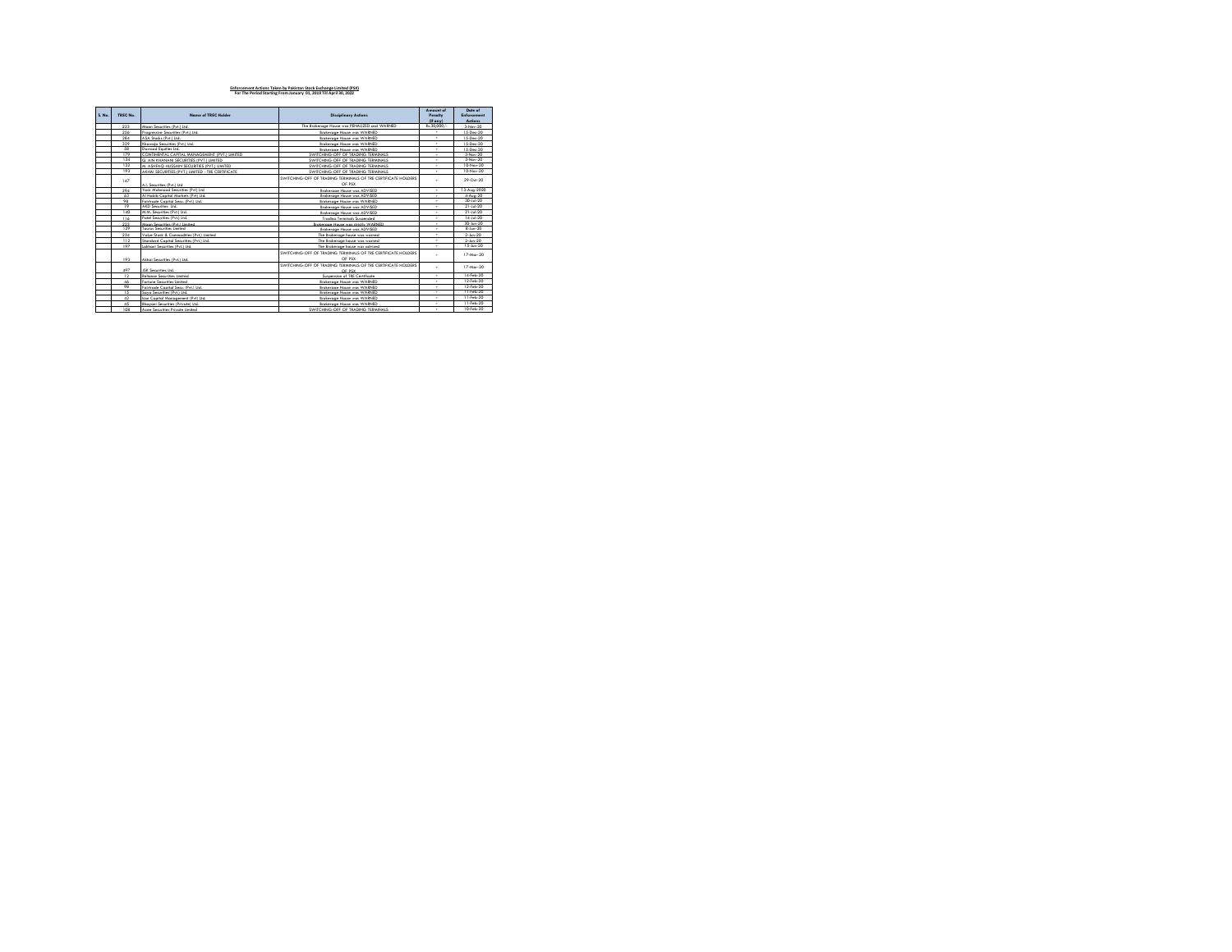**Enforcement Actions Taken by Pakistan Stock Exchange Limited (PSX)**
**For The Period Starting From January 01, 2019 Till April 30, 2022**

| S. No. | TREC No. | Name of TREC Holder | Disciplinary Actions | Amount of Penalty (If any) | Date of Enforcement Actions |
|---|---|---|---|---|---|
| | 222 | Maan Securities (Pvt.) Ltd. | The Brokerage House was PENALIZED and WARNED | Rs.30,000/- | 3-Nov-20 |
| | 256 | Progressive Securities (Pvt.) Ltd. | Brokerage House was WARNED | - | 15-Dec-20 |
| | 284 | ASA Stocks (Pvt.) Ltd. | Brokerage House was WARNED | - | 15-Dec-20 |
| | 239 | Kharadar Securities (Pvt.) Ltd. | Brokerage House was WARNED | - | 15-Dec-20 |
| | 58 | Dawood Equities Ltd. | Brokerage House was WARNED | - | 15-Dec-20 |
| | 179 | CONTINENTAL CAPITAL MANAGEMENT (PVT) LIMITED | SWITCHING-OFF OF TRADING TERMINALS | - | 3-Nov-20 |
| | 134 | Q. AIN KHANANI SECURITIES (PVT.) LIMITED | SWITCHING-OFF OF TRADING TERMINALS | - | 3-Nov-20 |
| | 122 | M. ASHFAQ HUSSAIN SECURITIES (PVT.) LIMITED | SWITCHING-OFF OF TRADING TERMINALS | - | 10-Nov-20 |
| | 193 | AKHAI SECURITIES (PVT.) LIMITED - TRE CERTIFICATE | SWITCHING-OFF OF TRADING TERMINALS | - | 10-Nov-20 |
| | 167 | A.L Securities (Pvt.) Ltd. | SWITCHING-OFF OF TRADING TERMINALS OF TRE CERTIFICATE HOLDERS OF PSX | - | 29-Oct-20 |
| | 294 | Yasir Mahmood Securities (Pvt) Ltd | Brokerage House was ADVISED | - | 13-Aug-2020 |
| | 62 | Al Habib Capital Markets (Pvt) Ltd. | Brokerage House was ADVISED | - | 3-Aug-20 |
| | 98 | Fairtrade Capital Secu. (Pvt.) Ltd. | Brokerage House was WARNED | - | 30-Jul-20 |
| | 19 | AKD Securities Ltd. | Brokerage House was ADVISED | - | 21-Jul-20 |
| | 140 | M.M. Securities (Pvt.) Ltd. | Brokerage House was ADVISED | - | 21-Jul-20 |
| | 116 | Patel Securities (Pvt.) Ltd. | Trading Terminals Suspended | - | 16-Jul-20 |
| | 222 | Maan Securities (Pvt.) Limited | Brokerage House was ALSO WARNED | - | 30-Jun-20 |
| | 129 | Taurus Securities Limited | Brokerage House was ADVISED | - | 8-Jun-20 |
| | 234 | Value Stock & Commodities (Pvt.) Limited | The Brokerage house was warned | - | 2-Jun-20 |
| | 112 | Standard Capital Securities (Pvt.) Ltd. | The Brokerage house was warned | - | 2-Jun-20 |
| | 197 | Lakhani Securities (Pvt.) Ltd. | The Brokerage house was advised | - | 15-Jun-20 |
| | 193 | Akhai Securities (Pvt.) Ltd. | SWITCHING-OFF OF TRADING TERMINALS OF TRE CERTIFICATE HOLDERS OF PSX | - | 17-Mar-20 |
| | 497 | JSK Securities Ltd. | SWITCHING-OFF OF TRADING TERMINALS OF TRE CERTIFICATE HOLDERS OF PSX | - | 17-Mar-20 |
| | 12 | Reliance Securities Limited | Suspension of TRE Certificate | - | 14-Feb-20 |
| | 66 | Fortune Securities Limited | Brokerage House was WARNED | - | 12-Feb-20 |
| | 98 | Fairtrade Capital Secu. (Pvt.) Ltd. | Brokerage House was WARNED | - | 12-Feb-20 |
| | 15 | Sapphire Securities (Pvt.) Ltd. | Brokerage House was WARNED | - | 11-Feb-20 |
| | 42 | Icon Capital Management (Pvt) Ltd. | Brokerage House was WARNED | - | 11-Feb-20 |
| | 65 | Bhayani Securities (Private) Ltd. | Brokerage House was WARNED | - | 11-Feb-20 |
| | 108 | Azee Securities Private Limited | SWITCHING-OFF OF TRADING TERMINALS | - | 10-Feb-20 |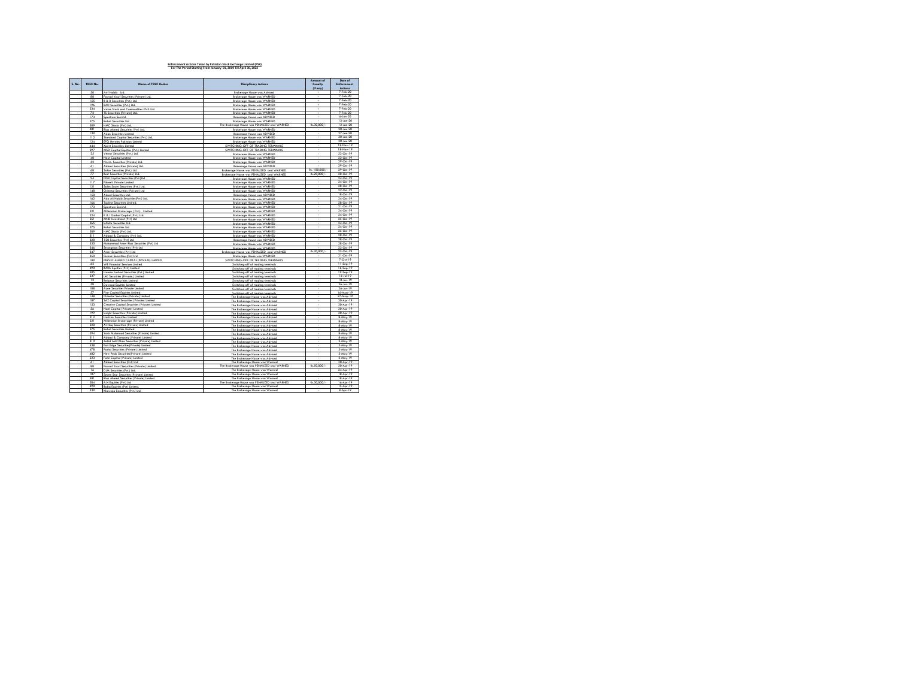**Enforcement Actions Taken by Pakistan Stock Exchange Limited (PSX)**
**For The Period Starting From January 01, 2019 Till April 30, 2022**

| S. No. | TREC No. | Name of TREC Holder | Disciplinary Actions | Amount of Penalty (If any) | Date of Enforcement Actions |
|---|---|---|---|---|---|
| | 50 | Arif Habib Ltd. | Brokerage House was Advised | - | 7-Feb-20 |
| | 88 | Fawad Yusuf Securities (Private) Ltd. | Brokerage House was WARNED | - | 7-Feb-20 |
| | 155 | B & B Securities (Pvt) Ltd. | Brokerage House was WARNED | - | 7-Feb-20 |
| | 196 | RAH Securities (Pvt) Ltd. | Brokerage House was WARNED | - | 7-Feb-20 |
| | 234 | Value Stock and Commodities (Pvt) Ltd. | Brokerage House was WARNED | - | 7-Feb-20 |
| | 72 | 72 Securities (Private) Ltd. | Brokerage House was WARNED | - | 7-Feb-20 |
| | 173 | Spectrum Sec.Ltd. | Brokerage House was ADVISED | - | 6-Jan-20 |
| | 275 | Rabat Securities Ltd | Brokerage House was WARNED | - | 13-Jan-20 |
| | 309 | HMC Stocks (Pvt) Ltd. | The Brokerage House was PENALIZED and WARNED | Rs.20,000/- | 13-Jan-20 |
| | 481 | Riaz Ahmed Securities (Pvt) Ltd. | Brokerage House was WARNED | - | 20-Jan-20 |
| | 139 | Asian Securities Limited | Brokerage House was ADVISED | - | 27-Jan-20 |
| | 112 | Standard Capital Securities (Pvt) Ltd. | Brokerage House was WARNED | - | 20-Jan-20 |
| | 124 | EFG Hermes Pakistan Limited | Brokerage House was WARNED | - | 20-Jan-20 |
| | 444 | Xpert Securities Limited | SWITCHING-OFF OF TRADING TERMINALS | - | 18-Nov-19 |
| | 297 | MSD Capital Equities (Pvt.) Limited | SWITCHING-OFF OF TRADING TERMINALS | - | 18-Nov-19 |
| | 25 | Vector Securities (Pvt) Ltd. | Brokerage House was WARNED | - | 22-Oct-19 |
| | 48 | Next Capital Limited | Brokerage House was WARNED | - | 22-Oct-19 |
| | 52 | N.U.A. Securities (Private) Ltd. | Brokerage House was WARNED | - | 29-Oct-19 |
| | 61 | Abbasi Securities (Private) Ltd. | Brokerage House was ADVISED | - | 29-Oct-19 |
| | 68 | Zafar Securities (Pvt.) Ltd. | Brokerage House was PENALIZED and WARNED | Rs. 100,000/- | 29-Oct-19 |
| | 77 | Best Securities (Private) Ltd. | Brokerage House was PENALIZED and WARNED | Rs.20,000/- | 28-Oct-19 |
| | 94 | FDM Capital Securities (Pvt.)Ltd | Brokerage House was WARNED | - | 24-Oct-19 |
| | 117 | Fikree's Private Limited | Brokerage House was WARNED | - | 24-Oct-19 |
| | 121 | Sakarwala Securities (Pvt.) Ltd. | Brokerage House was WARNED | - | 28-Oct-19 |
| | 148 | Oriental Securities (Private) Ltd. | Brokerage House was WARNED | - | 22-Oct-19 |
| | 150 | Askari Securities Ltd. | Brokerage House was ADVISED | - | 18-Oct-19 |
| | 162 | Abo Ali Habib Securities(Pvt.) Ltd. | Brokerage House was WARNED | - | 24-Oct-19 |
| | 166 | Topline Securities Limited. | Brokerage House was WARNED | - | 28-Oct-19 |
| | 173 | Spectrum Sec.Ltd. | Brokerage House was WARNED | - | 21-Oct-19 |
| | 221 | Millennium Brokerage ( Pvt.) Limited | Brokerage House was WARNED | - | 24-Oct-19 |
| | 224 | R & I Global Capital (Pvt.) Ltd. | Brokerage House was WARNED | - | 24-Oct-19 |
| | 251 | MND Investment (Pvt) Ltd | Brokerage House was WARNED | - | 22-Oct-19 |
| | 265 | Infinite Securities Ltd. | Brokerage House was WARNED | - | 24-Oct-19 |
| | 275 | Rabat Securities Ltd | Brokerage House was WARNED | - | 24-Oct-19 |
| | 309 | HMC Stocks (Pvt) Ltd. | Brokerage House was WARNED | - | 22-Oct-19 |
| | 311 | Abbasi & Company (Pvt) Ltd. | Brokerage House was WARNED | - | 28-Oct-19 |
| | 328 | 128 Securities (Pvt) Ltd | Brokerage House was ADVISED | - | 28-Oct-19 |
| | 330 | Muhammad Amer Riaz Securities (Pvt) Ltd | Brokerage House was WARNED | - | 28-Oct-19 |
| | 345 | Stronginvest Securities (Pvt) Ltd | Brokerage House was WARNED | - | 22-Oct-19 |
| | 347 | Aeen Securities (Pvt) Ltd | Brokerage House was PENALIZED and WARNED | Rs.20,000/- | 22-Oct-19 |
| | 350 | Gulnaz Securities (Pvt) Ltd | Brokerage House was WARNED | - | 21-Oct-19 |
| | 189 | PERVEZ AHMED CAPITAL (PRIVATE) LIMITED | SWITCHING-OFF OF TRADING TERMINALS | - | 7-Oct-19 |
| | 62 | 74S Financial Services Limited | Switching-off of trading terminals | - | 11-Sep-19 |
| | 490 | BAWA Equities (Pvt) Limited | Switching-off of trading terminals | - | 16-Sep-19 |
| | 485 | Hamza Farhad Securities (Pvt.) Limited | Switching-off of trading terminals | - | 19-Sep-19 |
| | 237 | IAK Securities (Private) Limited | Switching-off of trading terminals | - | 16-Jul-19 |
| | 12 | Reliance Securities Limited | Switching-off of trading terminals | - | 18-Jun-19 |
| | 58 | Dawood Equities Limited | Switching-off of trading terminals | - | 26-Jun-19 |
| | 108 | Azee Securities Private Limited | Switching-off of trading terminals | - | 26-Jun-19 |
| | 57 | First Capital Equities Limited | Switching-off of trading terminals | - | 16-May-19 |
| | 148 | Oriental Securities (Private) Limited | The Brokerage House was Advised | - | 27-May-19 |
| | 187 | SAZ Capital Securities (Private) Limited | The Brokerage House was Advised | - | 30-Apr-19 |
| | 153 | Creative Capital Securities (Private) Limited | The Brokerage House was Advised | - | 30-Apr-19 |
| | 56 | Next Capital (Private) Limited | The Brokerage House was Advised | - | 30-Apr-19 |
| | 199 | Insight Securities (Private) Limited | The Brokerage House was Advised | - | 30-Apr-19 |
| | 212 | Horizon Securities Limited | The Brokerage House was Advised | - | 8-May-19 |
| | 221 | Millennium Brokerage (Private) Limited | The Brokerage House was Advised | - | 8-May-19 |
| | 228 | Al-Haq Securities (Private) Limited | The Brokerage House was Advised | - | 8-May-19 |
| | 275 | Rabat Securities Limited | The Brokerage House was Advised | - | 8-May-19 |
| | 294 | Yasir Mahmood Securities (Private) Limited | The Brokerage House was Advised | - | 8-May-19 |
| | 311 | Abbasi & Company (Private) Limited | The Brokerage House was Advised | - | 8-May-19 |
| | 410 | Zahid Latif Khan Securities (Private) Limited | The Brokerage House was Advised | - | 3-May-19 |
| | 438 | Fair Edge Securities(Private) Limited | The Brokerage House was Advised | - | 3-May-19 |
| | 478 | Pasha Securities (Private) Limited | The Brokerage House was Advised | - | 3-May-19 |
| | 482 | New Peak Securities(Private) Limited | The Brokerage House was Advised | - | 3-May-19 |
| | 533 | Falki Capital (Private) Limited | The Brokerage House was Advised | - | 3-May-19 |
| | 61 | Abbasi Securities (Pvt) Ltd. | The Brokerage House was Warned | - | 30-Apr-19 |
| | 88 | Fawad Yusuf Securities (Private) Limited | The Brokerage House was PENALIZED and WARNED | Rs.50,000/- | 30-Apr-19 |
| | 16 | DJM Securities (Pvt.) Ltd. | The Brokerage House was Warned | - | 24-Apr-19 |
| | 107 | Seven Star Securities (Private) Limited | The Brokerage House was Warned | - | 18-Apr-19 |
| | 481 | Riaz Ahmed Securities (Private) Limited | The Brokerage House was Warned | - | 18-Apr-19 |
| | 264 | A.N Equities (Pvt) Ltd | The Brokerage House was PENALIZED and WARNED | Rs.50,000/- | 16-Apr-19 |
| | 490 | Bawa Equities (Pvt) Limited. | The Brokerage House was Warned | - | 15-Apr-19 |
| | 339 | Khanani Securities (Pvt.) Ltd. | The Brokerage House was Warned | - | 8-Apr-19 |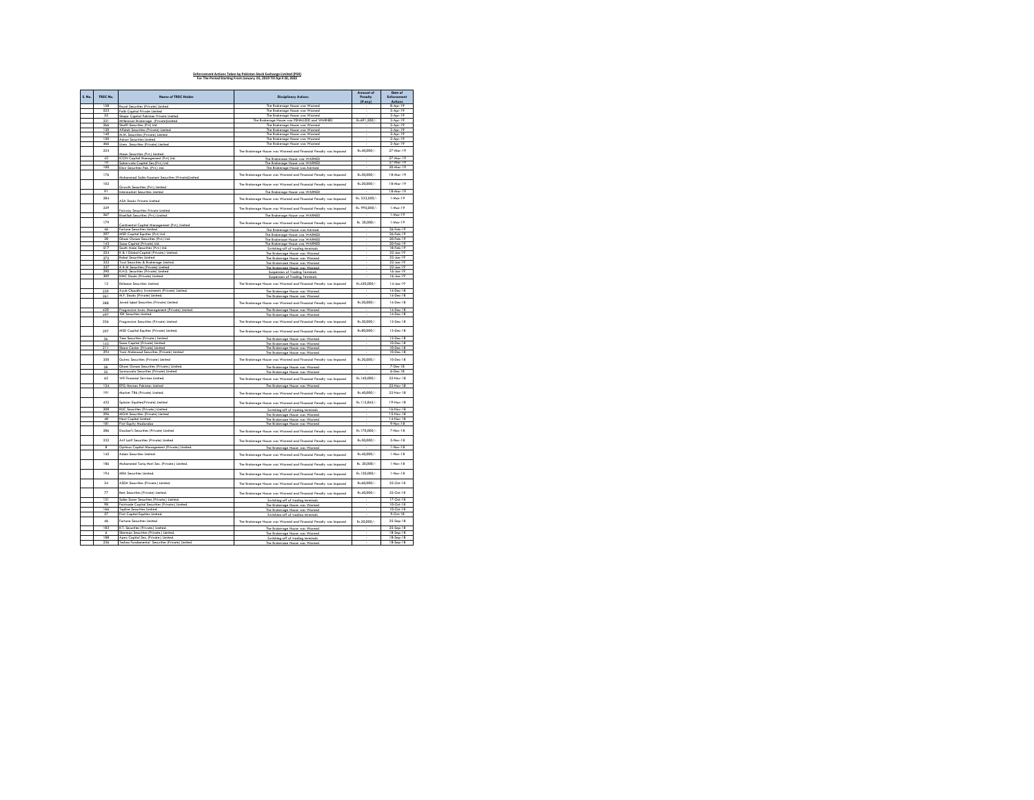# Enforcement Actions Taken by Pakistan Stock Exchange Limited (PSX)
## For The Period Starting From January 01, 2019 Till April 30, 2022

| S. No. | TREC No. | Name of TREC Holder | Disciplinary Actions | Amount of Penalty (If any) | Date of Enforcement Actions |
|---|---|---|---|---|---|
| | 158 | Royal Securities (Private) Limited | The Brokerage House was Warned | - | 8-Apr-19 |
| | 523 | Falki Capital Private Limited | The Brokerage House was Warned | - | 5-Apr-19 |
| | 55 | Shajar Capital Pakistan Private Limited | The Brokerage House was Warned | - | 3-Apr-19 |
| | 221 | Millennium Brokerage (Private)Limited | The Brokerage House was PENALIZED and WARNED | Rs.691,500/- | 2-Apr-19 |
| | 266 | Shaffi Securities (Pvt) Ltd | The Brokerage House was Warned | - | 2-Apr-19 |
| | 120 | Alfalah Securities (Private) Limited | The Brokerage House was Warned | - | 2-Apr-19 |
| | 140 | M.M. Securities (Private) Limited | The Brokerage House was Warned | - | 2-Apr-19 |
| | 150 | Adeel Securities Limited | The Brokerage House was Warned | - | 2-Apr-19 |
| | 466 | Linea Securities (Private) Limited | The Brokerage House was Warned | - | 2-Apr-19 |
| | 323 | Maan Securities (Pvt.) Limited | The Brokerage House was Warned and Financial Penalty was Imposed | Rs.40,000/- | 27-Mar-19 |
| | 42 | ICON Capital Management (Pvt) Ltd. | The Brokerage House was WARNED | - | 27-Mar-19 |
| | 10 | Sakarwala Capital Sec.(Pvt.) Ltd | The Brokerage House was WARNED | - | 27-Mar-19 |
| | 100 | Elixir Securities Pak. (Pvt.) Ltd. | The Brokerage House was Advised | | 20-Mar-19 |
| | 176 | Muhammad Salim Kasmani Securities (Private)Limited | The Brokerage House was Warned and Financial Penalty was Imposed | Rs.50,000/- | 18-Mar-19 |
| | 102 | Growth Securities (Pvt.) Limited | The Brokerage House was Warned and Financial Penalty was Imposed | Rs.20,000/- | 18-Mar-19 |
| | 91 | Intermarket Securities Limited | The Brokerage House was WARNED | | 18-Mar-19 |
| | 284 | ASA Stocks Private Limited | The Brokerage House was Warned and Financial Penalty was Imposed | Rs. 533,500/- | 1-Mar-19 |
| | 229 | Fairway Securities Private Limited | The Brokerage House was Warned and Financial Penalty was Imposed | Rs. 995,000/- | 1-Mar-19 |
| | 267 | Bawlink Securities (Pvt.) Limited | The Brokerage House was WARNED | | 1-Mar-19 |
| | 179 | Continental Capital Management (Pvt.) Limited | The Brokerage House was Warned and Financial Penalty was Imposed | Rs. 20,000/- | 1-Mar-19 |
| | 46 | Fortune Securities Limited | The Brokerage House was Advised | - | 26-Feb-19 |
| | 297 | MSD Capital Equities (Pvt) Ltd. | The Brokerage House was WARNED | - | 26-Feb-19 |
| | 28 | Ghazi Osman Securities (Pvt.) Ltd. | The Brokerage House was WARNED | - | 20-Feb-19 |
| | 163 | Saao Capital (Private) Ltd. | The Brokerage House was WARNED | - | 20-Feb-19 |
| | 317 | South Asian Securities (Pvt.) Ltd. | Switching off of trading terminals | - | 18-Feb-19 |
| | 224 | K & I Global Capital (Private) Limited. | The Brokerage House was Warned | - | 22-Jan-19 |
| | 275 | Rafiat Securities Limited | The Brokerage House was Warned | - | 22-Jan-19 |
| | 332 | Trust Securities & Brokerage Limited. | The Brokerage House was Warned | - | 22-Jan-19 |
| | 327 | A.B.M. Securities (Private) Limited | The Brokerage House was Warned | - | 22-Jan-19 |
| | 290 | R.H.S. Securities (Private) Limited | Suspension of Trading Terminals | - | 16-Jan-19 |
| | 309 | H.M.I. Stocks (Private) Limited. | Suspension of Trading Terminals | - | 16-Jan-19 |
| | 12 | Reliance Securities Limited. | The Brokerage House was Warned and Financial Penalty was Imposed | Rs.420,000/- | 16-Jan-19 |
| | 239 | Ayub Chaudhry Investments (Private) Limited. | The Brokerage House was Warned | - | 14-Dec-18 |
| | 261 | M.F. Stocks (Private) Limited. | The Brokerage House was Warned | - | 14-Dec-18 |
| | 288 | Javed Iqbal Securities (Private) Limited | The Brokerage House was Warned and Financial Penalty was Imposed | Rs.20,000/- | 14-Dec-18 |
| | 420 | Progressive Inves. Management (Private) Limited. | The Brokerage House was Warned | - | 14-Dec-18 |
| | 497 | JSK Securities Limited | The Brokerage House was Warned | - | 14-Dec-18 |
| | 256 | Progressive Securities (Private) Limited | The Brokerage House was Warned and Financial Penalty was Imposed | Rs.30,000/- | 13-Dec-18 |
| | 297 | MSD Capital Equities (Private) Limited. | The Brokerage House was Warned and Financial Penalty was Imposed | Rs.80,000/- | 13-Dec-18 |
| | 36 | Time Securities (Private) Limited. | The Brokerage House was Warned | - | 12-Dec-18 |
| | 163 | Saao Capital (Private) Limited. | The Brokerage House was Warned | - | 10-Dec-18 |
| | 211 | Share Center (Private) Limited | The Brokerage House was Warned | - | 10-Dec-18 |
| | 294 | Yasir Mahmood Securities (Private) Limited | The Brokerage House was Warned | - | 10-Dec-18 |
| | 350 | Gulrez Securities (Private) Limited | The Brokerage House was Warned and Financial Penalty was Imposed | Rs.20,000/- | 10-Dec-18 |
| | 28 | Ghazi Osman Securities (Private) Limited. | The Brokerage House was Warned | - | 7-Dec-18 |
| | 35 | Sarmaya-e-Securities (Private) Limited. | The Brokerage House was Warned | - | 6-Dec-18 |
| | 62 | WE Financial Services Limited. | The Brokerage House was Warned and Financial Penalty was Imposed | Rs.160,000/- | 22-Nov-18 |
| | 124 | EFG Hermes Pakistan Limited | The Brokerage House was Warned | | 22-Nov-18 |
| | 191 | Market 786 (Private) Limited. | The Brokerage House was Warned and Financial Penalty was Imposed | Rs.40,000/- | 22-Nov-18 |
| | 432 | Spinzer Equities(Private) Limited | The Brokerage House was Warned and Financial Penalty was Imposed | Rs.115,845/- | 19-Nov-18 |
| | 308 | ELIC Securities (Private) Limited. | Switching off of trading terminals | - | 16-Nov-18 |
| | 296 | HGSN Securities (Private) Limited | The Brokerage House was Warned | - | 15-Nov-18 |
| | 48 | Next Capital Limited | The Brokerage House was Warned | - | 14-Nov-18 |
| | 181 | First Equity Modaraba | The Brokerage House was Warned | - | 9-Nov-18 |
| | 286 | Dawlani's Securities (Private) Limited | The Brokerage House was Warned and Financial Penalty was Imposed | Rs.170,000/- | 7-Nov-18 |
| | 332 | Arif Latif Securities (Private) Limited | The Brokerage House was Warned and Financial Penalty was Imposed | Rs.50,000/- | 5-Nov-18 |
| | 8 | Optimus Capital Management (Private) Limited. | The Brokerage House was Warned | | 1-Nov-18 |
| | 145 | Adam Securities Limited. | The Brokerage House was Warned and Financial Penalty was Imposed | Rs.40,000/- | 1-Nov-18 |
| | 186 | Muhammad Tariq Moti Sec. (Private) Limited. | The Brokerage House was Warned and Financial Penalty was Imposed | Rs. 20,000/- | 1-Nov-18 |
| | 194 | MRA Securities Limited. | The Brokerage House was Warned and Financial Penalty was Imposed | Rs.120,000/- | 1-Nov-18 |
| | 26 | ASDA Securities (Private) Limited. | The Brokerage House was Warned and Financial Penalty was Imposed | Rs.60,000/- | 25-Oct-18 |
| | 77 | Best Securities (Private) Limited. | The Brokerage House was Warned and Financial Penalty was Imposed | Rs.40,000/- | 25-Oct-18 |
| | 121 | Salim Sozer Securities (Private) Limited. | Switching-off of trading terminals | - | 17-Oct-18 |
| | 98 | Fairtrade Capital Securities (Private) Limited. | The Brokerage House was Warned | - | 10-Oct-18 |
| | 166 | Topline Securities Limited. | The Brokerage House was Warned | - | 10-Oct-18 |
| | 57 | First Capital Equities Limited. | Switching-off of trading terminals | - | 9-Oct-18 |
| | 46 | Fortune Securities Limited | The Brokerage House was Warned and Financial Penalty was Imposed | Rs.20,000/- | 25-Sep-18 |
| | 183 | R.T. Securities (Private) Limited. | The Brokerage House was Warned | - | 25-Sep-18 |
| | 6 | Sherman Securities (Private) Limited. | The Brokerage House was Warned | - | 18-Sep-18 |
| | 188 | Apex Capital Sec. (Private) Limited. | Switching-off of trading terminals | - | 18-Sep-18 |
| | 236 | Techno Fundamental Securities (Private) Limited | The Brokerage House was Warned | - | 18-Sep-18 |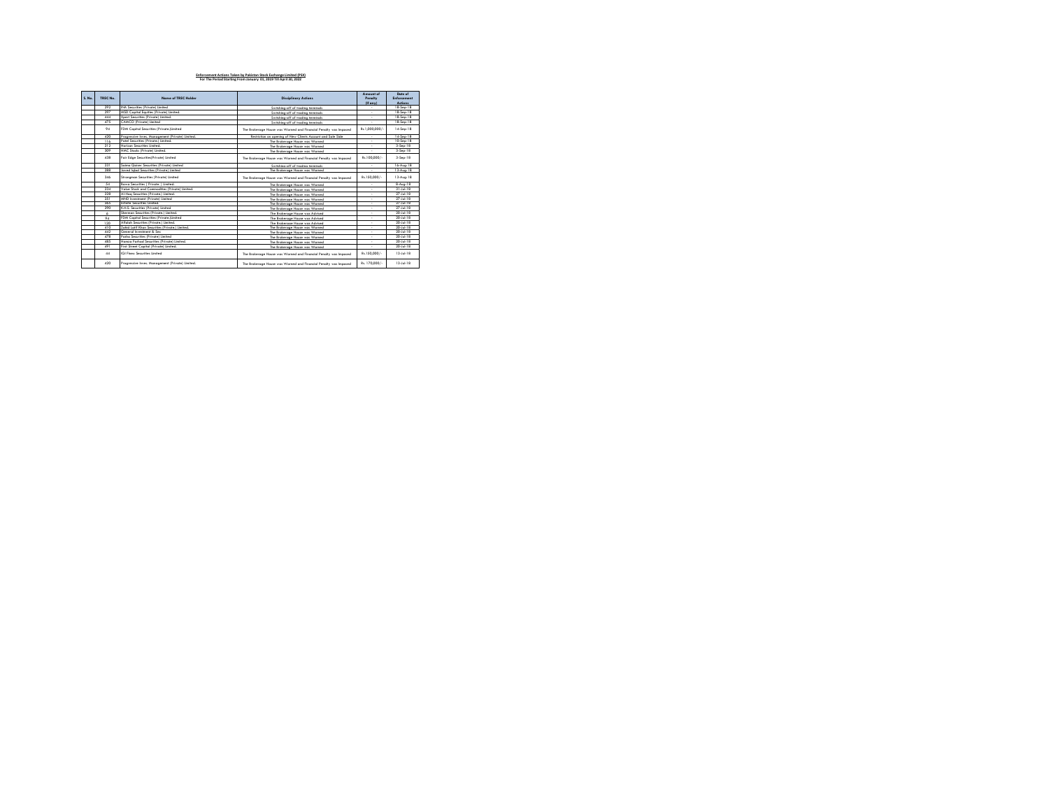**Enforcement Actions Taken by Pakistan Stock Exchange Limited (PSX)**
**For The Period Starting From January 01, 2019 Till April 30, 2022**

| S. No. | TREC No. | Name of TREC Holder | Disciplinary Actions | Amount of Penalty (if any) | Date of Enforcement Actions |
|---|---|---|---|---|---|
| | 393 | INA Securities (Private) Limited | Switching-off of trading terminals | - | 18-Sep-18 |
| | 397 | MSD Capital Equities (Private) Limited. | Switching-off of trading terminals | - | 18-Sep-18 |
| | 444 | Xpert Securities (Private) Limited. | Switching-off of trading terminals | - | 18-Sep-18 |
| | 475 | CANCO (Private) Limited | Switching-off of trading terminals | - | 18-Sep-18 |
| | 94 | FDM Capital Securities (Private )Limited | The Brokerage House was Warned and Financial Penalty was Imposed | Rs.1,000,000/- | 14-Sep-18 |
| | 420 | Progressive Inves. Management (Private) Limited. | Restriction on opening of New Clients Account and Sale Side | - | 14-Sep-18 |
| | 116 | Patel Securities (Private) Limited. | The Brokerage House was Warned | - | 10-Sep-18 |
| | 313 | Horizon Securities Limited. | The Brokerage House was Warned | - | 3-Sep-18 |
| | 309 | HMC Stocks (Private) Limited. | The Brokerage House was Warned | - | 3-Sep-18 |
| | 438 | Fair Edge Securities(Private) Limited | The Brokerage House was Warned and Financial Penalty was Imposed | Rs.100,000/- | 3-Sep-18 |
| | 231 | Salman Qaiser Securities (Private) Limited | Switching-off of trading terminals | - | 16-Aug-18 |
| | 288 | Javed Iqbal Securities (Private) Limited | The Brokerage House was Warned | - | 13-Aug-18 |
| | 346 | Strongman Securities (Private) Limited | The Brokerage House was Warned and Financial Penalty was Imposed | Rs.150,000/- | 13-Aug-18 |
| | 54 | Bawa Securities ( Private ) Limited. | The Brokerage House was Warned | - | 9-Aug-18 |
| | 234 | Value Stock and Commodities (Private) Limited. | The Brokerage House was Warned | - | 31-Jul-18 |
| | 228 | Al-Haq Securities (Private) Limited. | The Brokerage House was Warned | - | 27-Jul-18 |
| | 251 | MND Investment (Private) Limited | The Brokerage House was Warned | - | 27-Jul-18 |
| | 265 | Infinite Securities Limited. | The Brokerage House was Warned | - | 27-Jul-18 |
| | 290 | K.H.S. Securities (Private) Limited | The Brokerage House was Warned | - | 27-Jul-18 |
| | 6 | Sherman Securities (Private.) Limited. | The Brokerage House was Advised | - | 20-Jul-18 |
| | 94 | FDM Capital Securities (Private )Limited | The Brokerage House was Advised | - | 20-Jul-18 |
| | 120 | Alfalah Securities (Private.) Limited. | The Brokerage House was Advised | - | 20-Jul-18 |
| | 410 | Zahid Latif Khan Securities (Private.) Limited. | The Brokerage House was Warned | - | 20-Jul-18 |
| | 442 | General Investment & Sec | The Brokerage House was Warned | - | 20-Jul-18 |
| | 478 | Pasha Securities (Private) Limited | The Brokerage House was Warned | - | 20-Jul-18 |
| | 485 | Hamza Farhad Securities (Private) Limited. | The Brokerage House was Warned | - | 20-Jul-18 |
| | 491 | First Street Capital (Private) Limited. | The Brokerage House was Warned | - | 20-Jul-18 |
| | 44 | IGI Finex Securities Limited | The Brokerage House was Warned and Financial Penalty was Imposed | Rs.150,000/- | 13-Jul-18 |
| | 420 | Progressive Inves. Management (Private) Limited. | The Brokerage House was Warned and Financial Penalty was Imposed | Rs. 170,000/- | 13-Jul-18 |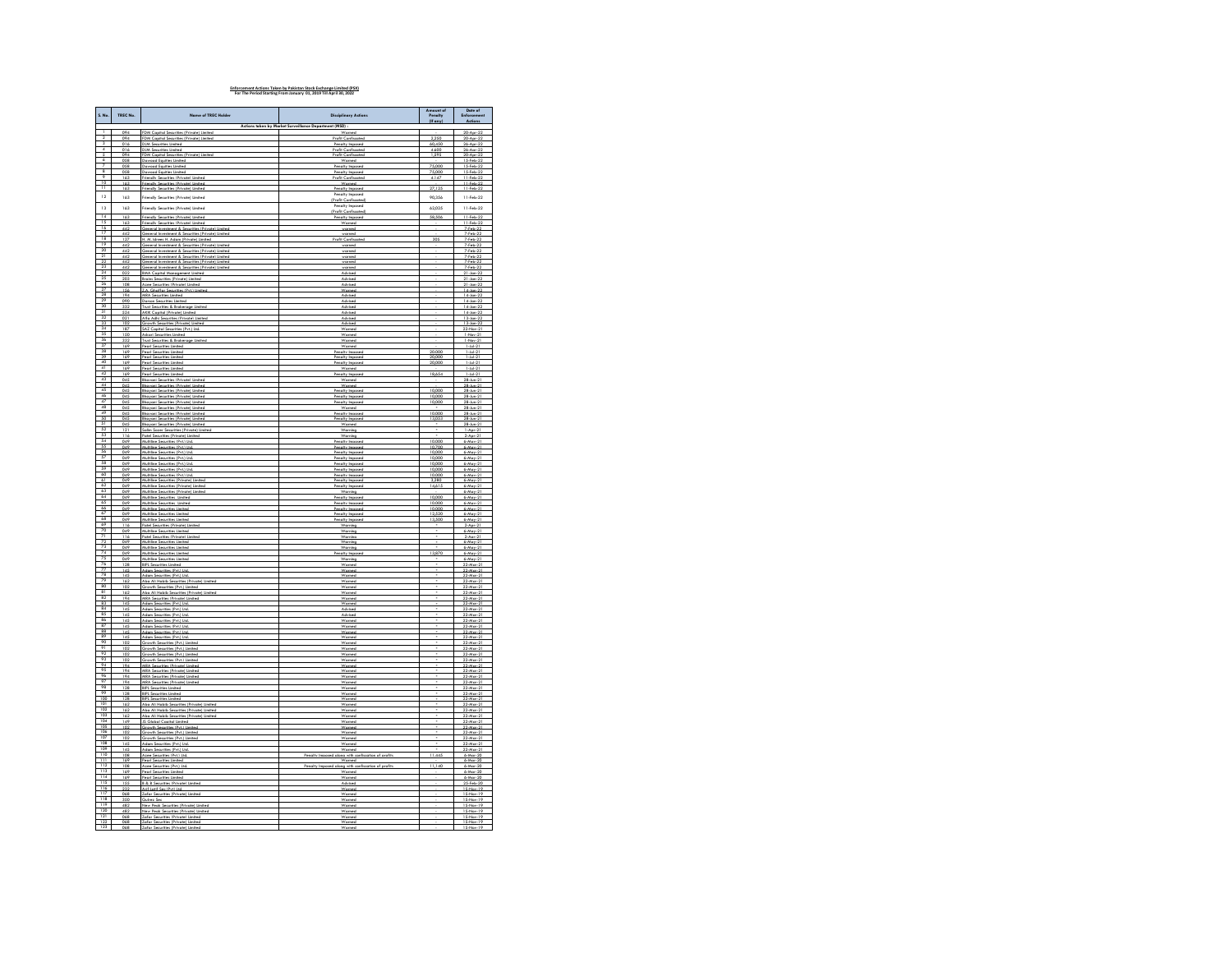# Enforcement Actions Taken by Pakistan Stock Exchange Limited (PSX)

## For The Period Starting From January 01, 2019 Till April 30, 2022

| S. No. | TREC No. | Name of TREC Holder | Disciplinary Actions | Amount of Penalty (If any) | Date of Enforcement Actions |
|---|---|---|---|---|---|
| Actions taken by Market Surveillance Department (MSD) - | | | | | |
| 1 | 094 | FDM Capital Securities (Private) Limited | Warned | | 20-Apr-22 |
| 2 | 094 | FDM Capital Securities (Private) Limited | Profit Confiscated | 2,250 | 20-Apr-22 |
| 3 | 016 | DJM Securities Limited | Penalty Imposed | 60,650 | 26-Apr-22 |
| 4 | 016 | DJM Securities Limited | Profit Confiscated | 4,605 | 26-Apr-22 |
| 5 | 094 | FDM Capital Securities (Private) Limited | Profit Confiscated | 1,295 | 20-Apr-22 |
| 6 | 058 | Dawood Equities Limited | Warned | - | 15-Feb-22 |
| 7 | 058 | Dawood Equities Limited | Penalty Imposed | 75,000 | 15-Feb-22 |
| 8 | 058 | Dawood Equities Limited | Penalty Imposed | 75,000 | 15-Feb-22 |
| 9 | 163 | Friendly Securities (Private) Limited | Profit Confiscated | 4,147 | 11-Feb-22 |
| 10 | 163 | Friendly Securities (Private) Limited | Warned | - | 11-Feb-22 |
| 11 | 163 | Friendly Securities (Private) Limited | Penalty Imposed | 27,125 | 11-Feb-22 |
| 12 | 163 | Friendly Securities (Private) Limited | Penalty Imposed (Profit Confiscated) | 90,356 | 11-Feb-22 |
| 13 | 163 | Friendly Securities (Private) Limited | Penalty Imposed (Profit Confiscated) | 62,025 | 11-Feb-22 |
| 14 | 163 | Friendly Securities (Private) Limited | Penalty Imposed | 58,506 | 11-Feb-22 |
| 15 | 163 | Friendly Securities (Private) Limited | Warned | - | 11-Feb-22 |
| 16 | 442 | General Investment & Securities (Private) Limited | warned | - | 7-Feb-22 |
| 17 | 442 | General Investment & Securities (Private) Limited | warned | - | 7-Feb-22 |
| 18 | 127 | H. M. Idrees H. Adam (Private) Limited | Profit Confiscated | 305 | 7-Feb-22 |
| 19 | 442 | General Investment & Securities (Private) Limited | warned | - | 7-Feb-22 |
| 20 | 442 | General Investment & Securities (Private) Limited | warned | - | 7-Feb-22 |
| 21 | 442 | General Investment & Securities (Private) Limited | warned | - | 7-Feb-22 |
| 22 | 442 | General Investment & Securities (Private) Limited | warned | - | 7-Feb-22 |
| 23 | 442 | General Investment & Securities (Private) Limited | warned | - | 7-Feb-22 |
| 24 | 022 | BMA Capital Management Limited | Advised | - | 21-Jan-22 |
| 25 | 203 | Brains Securities (Private) Limited | Advised | - | 21-Jan-22 |
| 26 | 108 | Azee Securities (Private) Limited | Advised | - | 21-Jan-22 |
| 27 | 156 | Z.A. Ghaffar Securities (Pvt.) Limited | Warned | - | 14-Jan-22 |
| 28 | 194 | MRA Securities Limited | Advised | - | 14-Jan-22 |
| 29 | 090 | Darson Securities Limited | Advised | - | 14-Jan-22 |
| 30 | 335 | Trust Securities & Brokerage Limited | Advised | - | 14-Jan-22 |
| 31 | 524 | AKIK Capital (Private) Limited | Advised | - | 14-Jan-22 |
| 32 | 021 | Alfa Adhi Securities (Private) Limited | Advised | - | 13-Jan-22 |
| 33 | 102 | Growth Securities (Private) Limited | Advised | - | 13-Jan-22 |
| 34 | 187 | SAZ Capital Securities (Pvt.) Ltd. | Warned | - | 22-Nov-21 |
| 35 | 130 | Adeel Securities Limited | Warned | - | 1-Nov-21 |
| 36 | 335 | Trust Securities & Brokerage Limited | Warned | - | 1-Nov-21 |
| 37 | 169 | Pearl Securities Limited | Warned | - | 1-Jul-21 |
| 38 | 169 | Pearl Securities Limited | Penalty Imposed | 20,000 | 1-Jul-21 |
| 39 | 169 | Pearl Securities Limited | Penalty Imposed | 20,000 | 1-Jul-21 |
| 40 | 169 | Pearl Securities Limited | Penalty Imposed | 20,000 | 1-Jul-21 |
| 41 | 169 | Pearl Securities Limited | Warned | - | 1-Jul-21 |
| 42 | 169 | Pearl Securities Limited | Penalty Imposed | 19,654 | 1-Jul-21 |
| 43 | 045 | Bhayani Securities (Private) Limited | Warned | - | 28-Jun-21 |
| 44 | 045 | Bhayani Securities (Private) Limited | Warned | - | 28-Jun-21 |
| 45 | 045 | Bhayani Securities (Private) Limited | Penalty Imposed | 10,000 | 28-Jun-21 |
| 46 | 045 | Bhayani Securities (Private) Limited | Penalty Imposed | 10,000 | 28-Jun-21 |
| 47 | 045 | Bhayani Securities (Private) Limited | Penalty Imposed | 10,000 | 28-Jun-21 |
| 48 | 045 | Bhayani Securities (Private) Limited | Warned | - | 28-Jun-21 |
| 49 | 045 | Bhayani Securities (Private) Limited | Penalty Imposed | 10,000 | 28-Jun-21 |
| 50 | 045 | Bhayani Securities (Private) Limited | Penalty Imposed | 12,053 | 28-Jun-21 |
| 51 | 045 | Bhayani Securities (Private) Limited | Warned | - | 28-Jun-21 |
| 52 | 121 | Sakarkasam Securities (Private) Limited | Warning | - | 1-Apr-21 |
| 53 | 116 | Patel Securities (Private) Limited | Warning | - | 2-Apr-21 |
| 54 | 069 | Multiline Securities (Pvt.) Ltd. | Penalty Imposed | 10,000 | 6-May-21 |
| 55 | 069 | Multiline Securities (Pvt.) Ltd. | Penalty Imposed | 10,700 | 6-May-21 |
| 56 | 069 | Multiline Securities (Pvt.) Ltd. | Penalty Imposed | 10,000 | 6-May-21 |
| 57 | 069 | Multiline Securities (Pvt.) Ltd. | Penalty Imposed | 10,000 | 6-May-21 |
| 58 | 069 | Multiline Securities (Pvt.) Ltd. | Penalty Imposed | 10,000 | 6-May-21 |
| 59 | 069 | Multiline Securities (Pvt.) Ltd. | Penalty Imposed | 10,000 | 6-May-21 |
| 60 | 069 | Multiline Securities (Pvt.) Ltd. | Penalty Imposed | 10,000 | 6-May-21 |
| 61 | 069 | Multiline Securities (Private) Limited | Penalty Imposed | 3,280 | 6-May-21 |
| 62 | 069 | Multiline Securities (Private) Limited | Penalty Imposed | 14,615 | 6-May-21 |
| 63 | 069 | Multiline Securities (Private) Limited | Warning | - | 6-May-21 |
| 64 | 069 | Multiline Securities Limited | Penalty Imposed | 10,000 | 6-May-21 |
| 65 | 069 | Multiline Securities Limited | Penalty Imposed | 10,000 | 6-May-21 |
| 66 | 069 | Multiline Securities Limited | Penalty Imposed | 10,000 | 6-May-21 |
| 67 | 069 | Multiline Securities Limited | Penalty Imposed | 12,520 | 6-May-21 |
| 68 | 069 | Multiline Securities Limited | Penalty Imposed | 12,500 | 6-May-21 |
| 69 | 116 | Patel Securities (Private) Limited | Warning | - | 2-Apr-21 |
| 70 | 069 | Multiline Securities Limited | Warning | - | 6-May-21 |
| 71 | 116 | Patel Securities (Private) Limited | Warning | - | 2-Apr-21 |
| 72 | 069 | Multiline Securities Limited | Warning | - | 6-May-21 |
| 73 | 069 | Multiline Securities Limited | Warning | - | 6-May-21 |
| 74 | 069 | Multiline Securities Limited | Penalty Imposed | 13,870 | 6-May-21 |
| 75 | 069 | Multiline Securities Limited | Warning | - | 6-May-21 |
| 76 | 128 | BIPL Securities Limited | Warned | - | 22-Mar-21 |
| 77 | 145 | Adam Securities (Pvt.) Ltd. | Warned | - | 22-Mar-21 |
| 78 | 145 | Adam Securities (Pvt.) Ltd. | Warned | - | 22-Mar-21 |
| 79 | 162 | Aba Ali Habib Securities (Private) Limited | Warned | - | 22-Mar-21 |
| 80 | 102 | Growth Securities (Pvt.) Limited | Warned | - | 22-Mar-21 |
| 81 | 162 | Aba Ali Habib Securities (Private) Limited | Warned | - | 22-Mar-21 |
| 82 | 194 | MRA Securities (Private) Limited | Warned | - | 22-Mar-21 |
| 83 | 145 | Adam Securities (Pvt.) Ltd. | Warned | - | 22-Mar-21 |
| 84 | 145 | Adam Securities (Pvt.) Ltd. | Advised | - | 22-Mar-21 |
| 85 | 145 | Adam Securities (Pvt.) Ltd. | Advised | - | 22-Mar-21 |
| 86 | 145 | Adam Securities (Pvt.) Ltd. | Warned | - | 22-Mar-21 |
| 87 | 145 | Adam Securities (Pvt.) Ltd. | Warned | - | 22-Mar-21 |
| 88 | 145 | Adam Securities (Pvt.) Ltd. | Warned | - | 22-Mar-21 |
| 89 | 145 | Adam Securities (Pvt.) Ltd. | Warned | - | 22-Mar-21 |
| 90 | 102 | Growth Securities (Pvt.) Limited | Warned | - | 22-Mar-21 |
| 91 | 102 | Growth Securities (Pvt.) Limited | Warned | - | 22-Mar-21 |
| 92 | 102 | Growth Securities (Pvt.) Limited | Warned | - | 22-Mar-21 |
| 93 | 102 | Growth Securities (Pvt.) Limited | Warned | - | 22-Mar-21 |
| 94 | 194 | MRA Securities (Private) Limited | Warned | - | 22-Mar-21 |
| 95 | 194 | MRA Securities (Private) Limited | Warned | - | 22-Mar-21 |
| 96 | 194 | MRA Securities (Private) Limited | Warned | - | 22-Mar-21 |
| 97 | 194 | MRA Securities (Private) Limited | Warned | - | 22-Mar-21 |
| 98 | 128 | BIPL Securities Limited | Warned | - | 22-Mar-21 |
| 99 | 128 | BIPL Securities Limited | Warned | - | 22-Mar-21 |
| 100 | 128 | BIPL Securities Limited | Warned | - | 22-Mar-21 |
| 101 | 162 | Aba Ali Habib Securities (Private) Limited | Warned | - | 22-Mar-21 |
| 102 | 162 | Aba Ali Habib Securities (Private) Limited | Warned | - | 22-Mar-21 |
| 103 | 162 | Aba Ali Habib Securities (Private) Limited | Warned | - | 22-Mar-21 |
| 104 | 149 | JS Global Capital Limited | Warned | - | 22-Mar-21 |
| 105 | 102 | Growth Securities (Pvt.) Limited | Warned | - | 22-Mar-21 |
| 106 | 102 | Growth Securities (Pvt.) Limited | Warned | - | 22-Mar-21 |
| 107 | 102 | Growth Securities (Pvt.) Limited | Warned | - | 22-Mar-21 |
| 108 | 145 | Adam Securities (Pvt.) Ltd. | Warned | - | 22-Mar-21 |
| 109 | 145 | Adam Securities (Pvt.) Ltd. | Warned | - | 22-Mar-21 |
| 110 | 108 | Azee Securities (Pvt.) Ltd. | Penalty Imposed along with confiscation of profits | 11,665 | 6-Mar-20 |
| 111 | 169 | Pearl Securities Limited | Warned | - | 6-Mar-20 |
| 112 | 108 | Azee Securities (Pvt.) Ltd. | Penalty Imposed along with confiscation of profits | 11,140 | 6-Mar-20 |
| 113 | 169 | Pearl Securities Limited | Warned | - | 6-Mar-20 |
| 114 | 169 | Pearl Securities Limited | Warned | - | 6-Mar-20 |
| 115 | 155 | B & B Securities (Private) Limited | Advised | - | 25-Feb-20 |
| 116 | 222 | Arif Latif Sec (Pvt) Ltd. | Warned | - | 15-Nov-19 |
| 117 | 068 | Zafar Securities (Private) Limited | Warned | - | 15-Nov-19 |
| 118 | 350 | Gulrez Sec. | Warned | - | 15-Nov-19 |
| 119 | 482 | New Peak Securities (Private) Limited | Warned | - | 15-Nov-19 |
| 120 | 482 | New Peak Securities (Private) Limited | Warned | - | 15-Nov-19 |
| 121 | 068 | Zafar Securities (Private) Limited | Warned | - | 15-Nov-19 |
| 122 | 068 | Zafar Securities (Private) Limited | Warned | - | 15-Nov-19 |
| 123 | 068 | Zafar Securities (Private) Limited | Warned | - | 15-Nov-19 |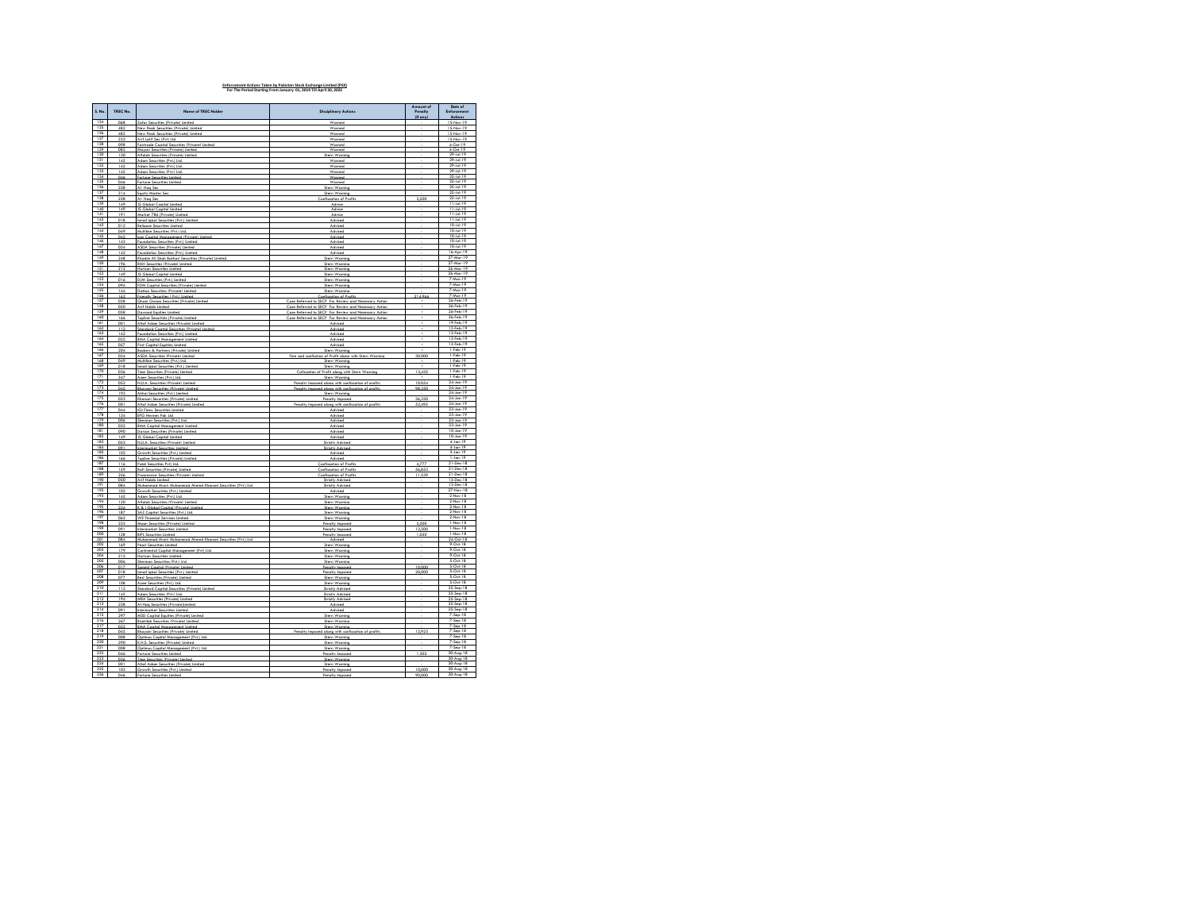**Enforcement Actions Taken by Pakistan Stock Exchange Limited (PSX)**
**For The Period Starting From January 01, 2019 Till April 30, 2022**

| S. No. | TREC No. | Name of TREC Holder | Disciplinary Actions | Amount of Penalty (If any) | Date of Enforcement Actions |
|---|---|---|---|---|---|
| 124 | 068 | Zafar Securities (Private) Limited | Warned | - | 15-Nov-19 |
| 125 | 482 | New Peak Securities (Private) Limited | Warned | - | 15-Nov-19 |
| 126 | 482 | New Peak Securities (Private) Limited | Warned | - | 15-Nov-19 |
| 127 | 232 | Arif Latif Sec (Pvt) Ltd. | Warned | - | 15-Nov-19 |
| 128 | 056 | Pearl Securities Limited | Warned | - | 4-Oct-19 |
| 129 | 062 | Shaffi Securities (Private) Limited | Warned | - | 4-Oct-19 |
| 130 | 120 | Alfalah Securities (Private) Limited | Stern Warning | - | 29-Jul-19 |
| 131 | 145 | Adam Securities (Pvt.) Ltd. | Warned | - | 29-Jul-19 |
| 132 | 145 | Adam Securities (Pvt.) Ltd. | Warned | - | 29-Jul-19 |
| 133 | 145 | Adam Securities (Pvt.) Ltd. | Warned | - | 29-Jul-19 |
| 134 | 046 | Fortune Securities Limited | Warned | - | 25-Jul-19 |
| 135 | 046 | Fortune Securities Limited | Warned | - | 25-Jul-19 |
| 136 | 228 | Al-Haq Sec | Stern Warning | - | 25-Jul-19 |
| 137 | 216 | Equity Master Sec | Stern Warning | - | 25-Jul-19 |
| 138 | 228 | Al-Haq Sec | Confiscation of Profits | 2,500 | 25-Jul-19 |
| 139 | 169 | JS Global Capital Limited | Advise | - | 11-Jul-19 |
| 140 | 169 | JS Global Capital Limited | Advise | - | 11-Jul-19 |
| 141 | 191 | Market 786 (Private) Limited | Advise | - | 11-Jul-19 |
| 142 | 018 | Ismail Iqbal Securities (Pvt.) Limited | Advised | - | 11-Jul-19 |
| 143 | 012 | Reliance Securities Limited | Advised | - | 10-Jul-19 |
| 144 | 049 | Multiline Securities (Pvt.) Ltd. | Advised | - | 10-Jul-19 |
| 145 | 042 | Icon Capital Management (Private) Limited | Advised | - | 10-Jul-19 |
| 146 | 162 | Foundation Securities (Pvt.) Limited | Advised | - | 10-Jul-19 |
| 147 | 024 | ASDA Securities (Private) Limited | Advised | - | 10-Jul-19 |
| 148 | 162 | Foundation Securities (Pvt.) Limited | Advised | - | 16-Apr-19 |
| 149 | 248 | Khadim Ali Shah Bukhari Securities (Private) Limited | Stern Warning | - | 27-Mar-19 |
| 150 | 196 | BAH Securities (Private) Limited | Stern Warning | - | 27-Mar-19 |
| 151 | 212 | Horizon Securities Limited | Stern Warning | - | 26-Mar-19 |
| 152 | 169 | JS Global Capital Limited | Stern Warning | - | 26-Mar-19 |
| 153 | 016 | DJM Securities (Pvt.) Limited | Stern Warning | - | 7-Mar-19 |
| 154 | 094 | FDM Capital Securities (Private) Limited | Stern Warning | - | 7-Mar-19 |
| 155 | 144 | Darson Securities (Private) Limited | Stern Warning | - | 7-Mar-19 |
| 156 | 163 | Friendly Securities ( Pvt.) Limited | Confiscation of Profits | 214,966 | 7-Mar-19 |
| 157 | 028 | Ghani Osman Securities (Private) Limited | Case Referred to SECP for Review and Necessary Action | - | 26-Feb-19 |
| 158 | 050 | Arif Habib Limited | Case Referred to SECP for Review and Necessary Action | - | 26-Feb-19 |
| 159 | 058 | Dawood Equities Limited | Case Referred to SECP for Review and Necessary Action | - | 26-Feb-19 |
| 160 | 166 | Topline Securities (Private) Limited | Case Referred to SECP for Review and Necessary Action | - | 26-Feb-19 |
| 161 | 001 | Altaf Adam Securities (Private) Limited | Advised | - | 19-Feb-19 |
| 162 | 112 | Standard Capital Securities (Private) Limited | Advised | - | 13-Feb-19 |
| 163 | 162 | Foundation Securities (Pvt.) Limited | Advised | - | 13-Feb-19 |
| 164 | 022 | RMA Capital Management Limited | Advised | - | 13-Feb-19 |
| 165 | 057 | First Capital Equities Limited | Advised | - | 13-Feb-19 |
| 166 | 204 | Rookers & Partners (Private) Limited | Stern Warning | - | 1-Feb-19 |
| 167 | 024 | ASDA Securities (Private) Limited | Fine and confiscation of Profit along with Stern Warning | 20,000 | 1-Feb-19 |
| 168 | 049 | Multiline Securities (Pvt.) Ltd. | Stern Warning | - | 1-Feb-19 |
| 169 | 018 | Ismail Iqbal Securities (Pvt.) Limited | Stern Warning | - | 1-Feb-19 |
| 170 | 036 | Time Securities (Private) Limited | Confiscation of Profit along with Stern Warning | 13,425 | 1-Feb-19 |
| 171 | 267 | Ameer Securities (Pvt.) Ltd. | Stern Warning | - | 1-Feb-19 |
| 172 | 052 | H.U.A. Securities (Private) Limited | Penalty Imposed along with confiscation of profits | 10,054 | 24-Jan-19 |
| 173 | 045 | Bhayani Securities (Private) Limited | Penalty Imposed along with confiscation of profits | 98,350 | 24-Jan-19 |
| 174 | 193 | Abbasi Securities (Pvt.) Limited | Stern Warning | - | 24-Jan-19 |
| 175 | 023 | Khanani Securities (Private) Limited | Penalty Imposed | 36,220 | 24-Jan-19 |
| 176 | 001 | Altaf Adam Securities (Private) Limited | Penalty Imposed along with confiscation of profits | 52,495 | 24-Jan-19 |
| 177 | 044 | IGI Finex Securities Limited | Advised | - | 23-Jan-19 |
| 178 | 124 | EFG Hermes Pak Ltd | Advised | - | 23-Jan-19 |
| 179 | 006 | Sherman Securities (Pvt.) Ltd. | Advised | - | 23-Jan-19 |
| 180 | 022 | RMA Capital Management Limited | Advised | - | 23-Jan-19 |
| 181 | 090 | Dorson Securities (Private) Limited | Advised | - | 10-Jan-19 |
| 182 | 169 | JS Global Capital Limited | Advised | - | 10-Jan-19 |
| 183 | 052 | H.U.A. Securities (Private) Limited | Strictly Advised | - | 4-Jan-19 |
| 184 | 091 | Intermarket Securities Limited | Strictly Advised | - | 4-Jan-19 |
| 185 | 102 | Growth Securities (Pvt.) Limited | Advised | - | 3-Jan-19 |
| 186 | 166 | Topline Securities (Private) Limited | Advised | - | 1-Jan-19 |
| 187 | 116 | Patel Securities Pvt) Ltd. | Confiscation of Profits | 4,777 | 21-Dec-18 |
| 188 | 159 | Baili Securities (Private) Limited | Confiscation of Profits | 56,853 | 21-Dec-18 |
| 189 | 256 | Progressive Securities (Private) Limited | Confiscation of Profits | 11,539 | 21-Dec-18 |
| 190 | 050 | Arif Habib Limited | Strictly Advised | - | 13-Dec-18 |
| 191 | 084 | Muhammad Munir Muhammad Ahmed Khanani Securities (Pvt.) Ltd | Strictly Advised | - | 13-Dec-18 |
| 192 | 102 | Growth Securities (Pvt.) Limited | Advised | - | 27-Nov-18 |
| 193 | 145 | Adam Securities (Pvt.) Ltd. | Stern Warning | - | 2-Nov-18 |
| 194 | 120 | Alfalah Securities (Private) Limited | Stern Warning | - | 2-Nov-18 |
| 195 | 226 | K & I Global Capital (Private) Limited | Stern Warning | - | 2-Nov-18 |
| 196 | 187 | SAZ Capital Securities (Pvt.) Ltd. | Stern Warning | - | 2-Nov-18 |
| 197 | 062 | WE Financial Services Limited | Stern Warning | - | 2-Nov-18 |
| 198 | 223 | Moosa Securities (Private) Limited | Penalty Imposed | 5,500 | 1-Nov-18 |
| 199 | 091 | Intermarket Securities Limited | Penalty Imposed | 12,500 | 1-Nov-18 |
| 200 | 128 | BIPL Securities Limited | Penalty Imposed | 1,050 | 1-Nov-18 |
| 201 | 084 | Muhammad Munir Muhammad Ahmed Khanani Securities (Pvt.) Ltd | Advised | - | 25-Oct-18 |
| 202 | 169 | Pearl Securities Limited | Stern Warning | - | 9-Oct-18 |
| 203 | 179 | Continental Capital Management (Pvt) Ltd. | Stern Warning | - | 9-Oct-18 |
| 204 | 212 | Horizon Securities Limited | Stern Warning | - | 9-Oct-18 |
| 205 | 006 | Sherman Securities (Pvt.) Ltd. | Stern Warning | - | 5-Oct-18 |
| 206 | 217 | Summit Capital (Private) Limited | Penalty Imposed | 10,000 | 5-Oct-18 |
| 207 | 018 | Ismail Iqbal Securities (Pvt.) Limited | Penalty Imposed | 20,000 | 5-Oct-18 |
| 208 | 077 | Best Securities (Private) Limited | Stern Warning | - | 5-Oct-18 |
| 209 | 108 | Azee Securities (Pvt.) Ltd. | Stern Warning | - | 5-Oct-18 |
| 210 | 112 | Standard Capital Securities (Private) Limited | Strictly Advised | - | 25-Sep-18 |
| 211 | 145 | Adam Securities (Pvt.) Ltd. | Strictly Advised | - | 25-Sep-18 |
| 212 | 194 | HMA Securities (Private) Limited | Strictly Advised | - | 25-Sep-18 |
| 213 | 228 | Al-Haq Securities (Private)Limited | Advised | - | 25-Sep-18 |
| 214 | 091 | Intermarket Securities Limited | Advised | - | 25-Sep-18 |
| 215 | 297 | MSD Capital Equities (Private) Limited | Stern Warning | - | 7-Sep-18 |
| 216 | 267 | Bawaliah Securities (Private) Limited | Stern Warning | - | 7-Sep-18 |
| 217 | 022 | RMA Capital Management Limited | Stern Warning | - | 7-Sep-18 |
| 218 | 045 | Bhayani Securities (Private) Limited | Penalty Imposed along with confiscation of profits | 12,923 | 7-Sep-18 |
| 219 | 008 | Optimus Capital Management (Pvt.) Ltd. | Stern Warning | - | 7-Sep-18 |
| 220 | 290 | K.H.S. Securities (Private) Limited | Stern Warning | - | 7-Sep-18 |
| 221 | 008 | Optimus Capital Management (Pvt.) Ltd. | Stern Warning | - | 7-Sep-18 |
| 222 | 046 | Fortune Securities Limited | Penalty Imposed | 1,302 | 30-Aug-18 |
| 223 | 036 | Time Securities (Private) Limited | Stern Warning | - | 30-Aug-18 |
| 224 | 001 | Altaf Adam Securities (Private) Limited | Stern Warning | - | 30-Aug-18 |
| 225 | 102 | Growth Securities (Pvt.) Limited | Penalty Imposed | 10,000 | 30-Aug-18 |
| 226 | 046 | Fortune Securities Limited | Penalty Imposed | 90,000 | 30-Aug-18 |